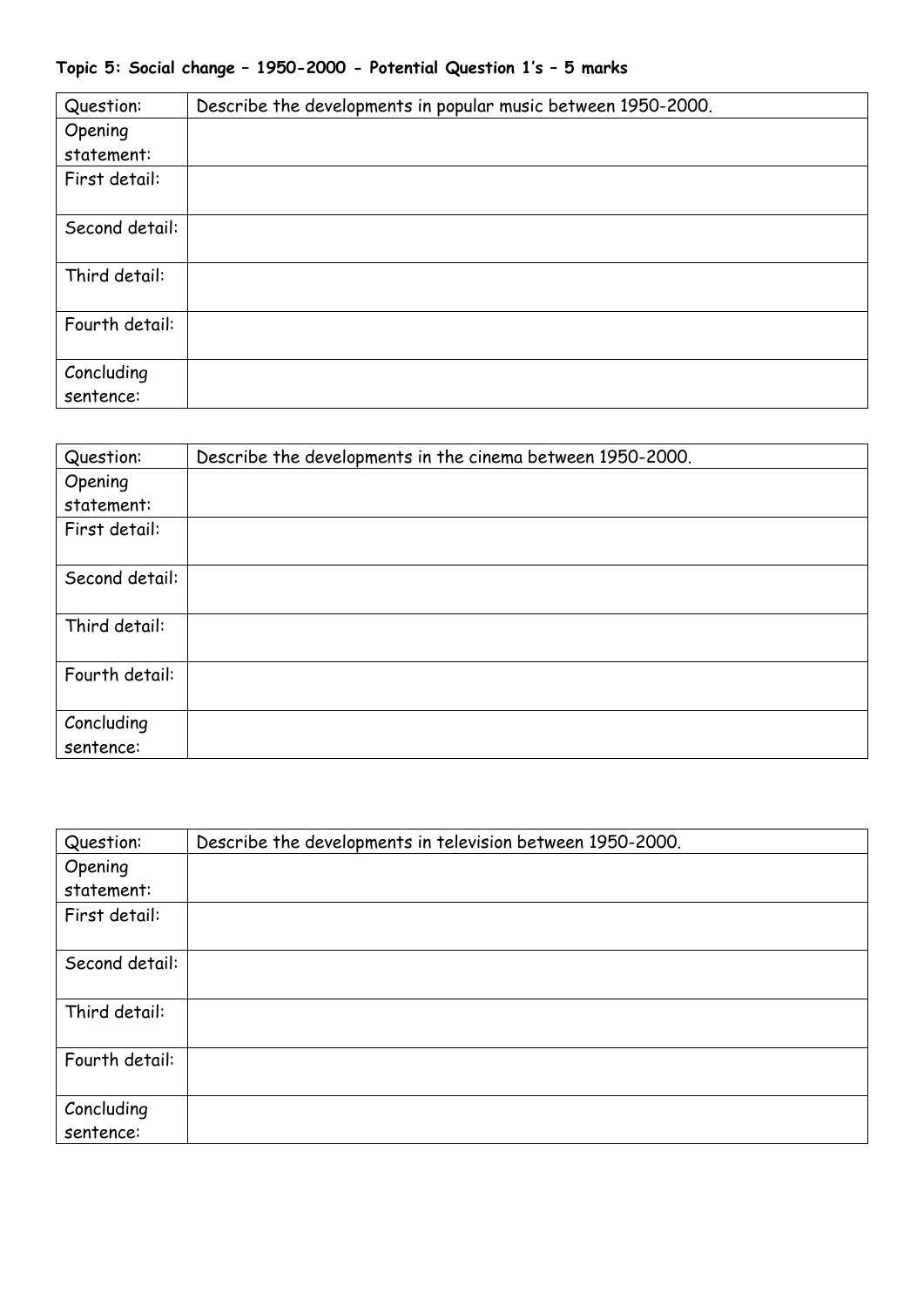**Topic 5: Social change – 1950-2000 - Potential Question 1's – 5 marks**

| Question: | Describe the developments in popular music between 1950-2000. |
|---|---|
| Opening statement: | |
| First detail: | |
| Second detail: | |
| Third detail: | |
| Fourth detail: | |
| Concluding sentence: | |

| Question: | Describe the developments in the cinema between 1950-2000. |
|---|---|
| Opening statement: | |
| First detail: | |
| Second detail: | |
| Third detail: | |
| Fourth detail: | |
| Concluding sentence: | |

| Question: | Describe the developments in television between 1950-2000. |
|---|---|
| Opening statement: | |
| First detail: | |
| Second detail: | |
| Third detail: | |
| Fourth detail: | |
| Concluding sentence: | |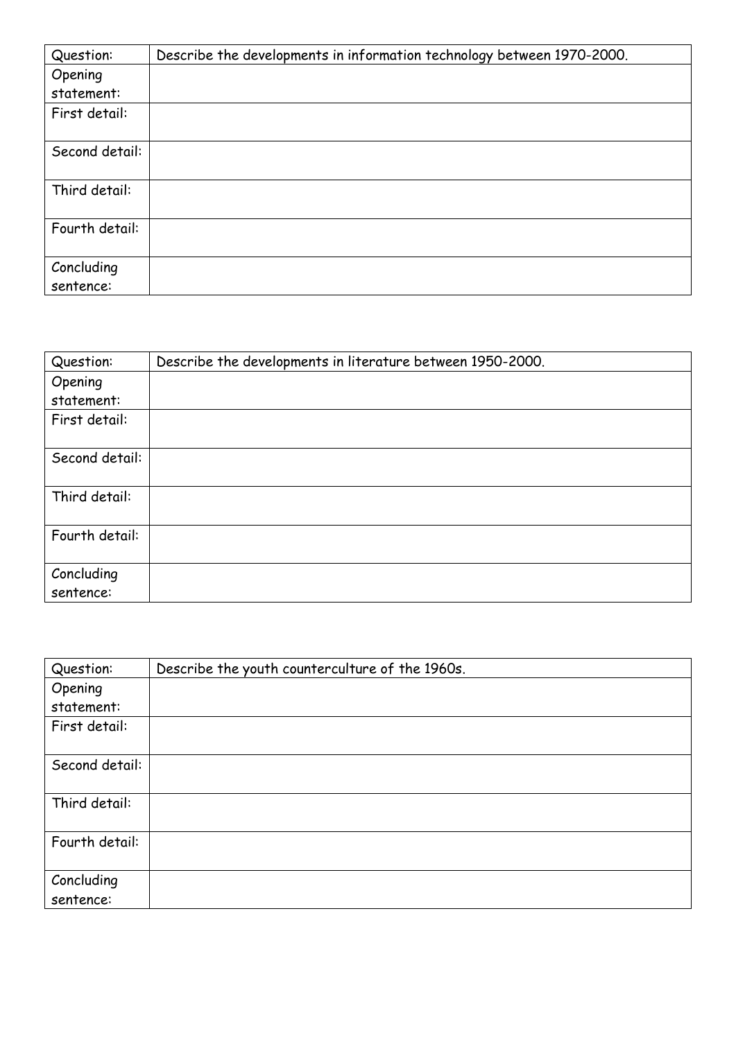| Question: | Describe the developments in information technology between 1970-2000. |
| --- | --- |
| Opening statement: | |
| First detail: | |
| Second detail: | |
| Third detail: | |
| Fourth detail: | |
| Concluding sentence: | |

| Question: | Describe the developments in literature between 1950-2000. |
| --- | --- |
| Opening statement: | |
| First detail: | |
| Second detail: | |
| Third detail: | |
| Fourth detail: | |
| Concluding sentence: | |

| Question: | Describe the youth counterculture of the 1960s. |
| --- | --- |
| Opening statement: | |
| First detail: | |
| Second detail: | |
| Third detail: | |
| Fourth detail: | |
| Concluding sentence: | |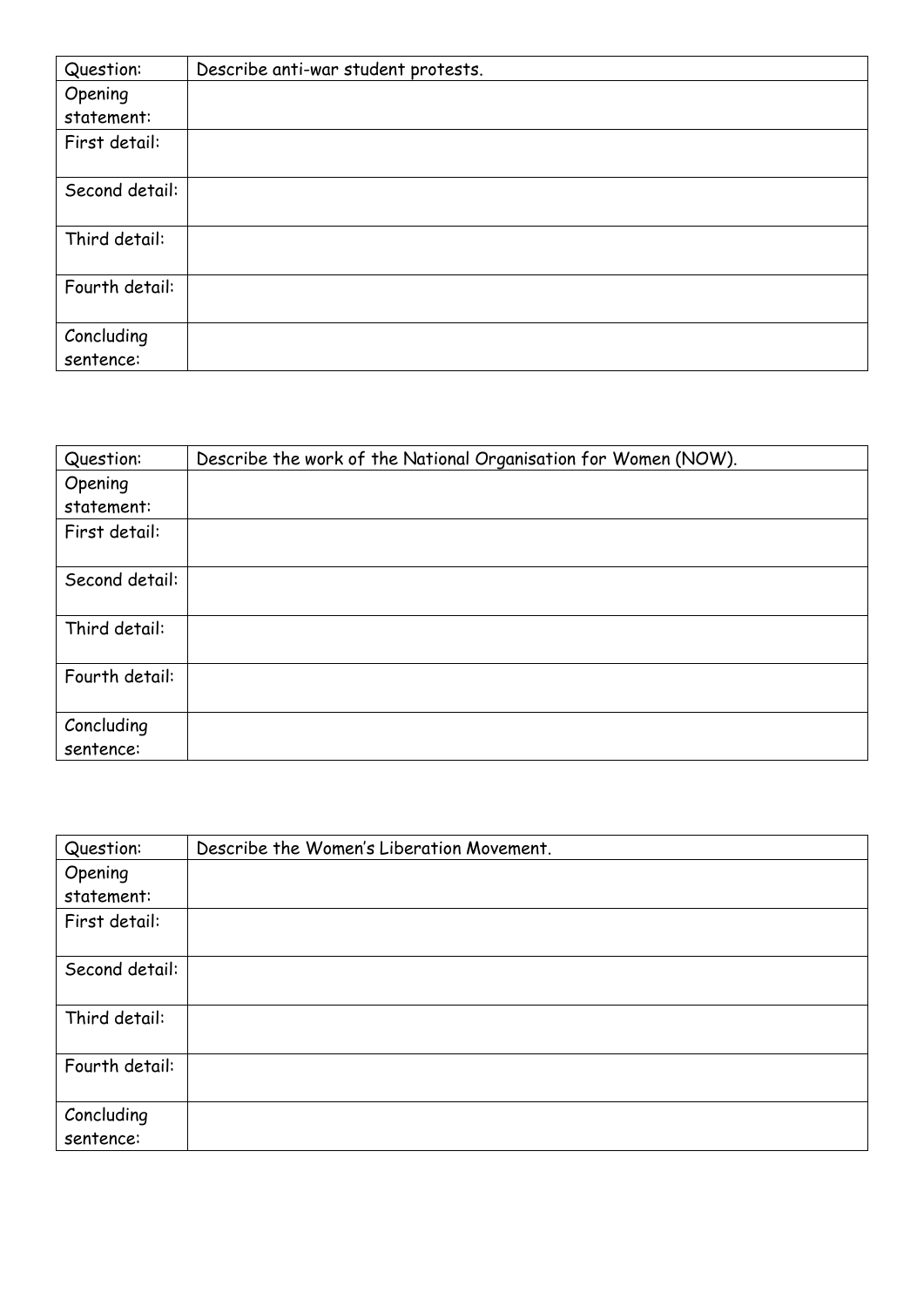| Question: | Describe anti-war student protests. |
|---|---|
| Opening statement: | |
| First detail: | |
| Second detail: | |
| Third detail: | |
| Fourth detail: | |
| Concluding sentence: | |

| Question: | Describe the work of the National Organisation for Women (NOW). |
|---|---|
| Opening statement: | |
| First detail: | |
| Second detail: | |
| Third detail: | |
| Fourth detail: | |
| Concluding sentence: | |

| Question: | Describe the Women's Liberation Movement. |
|---|---|
| Opening statement: | |
| First detail: | |
| Second detail: | |
| Third detail: | |
| Fourth detail: | |
| Concluding sentence: | |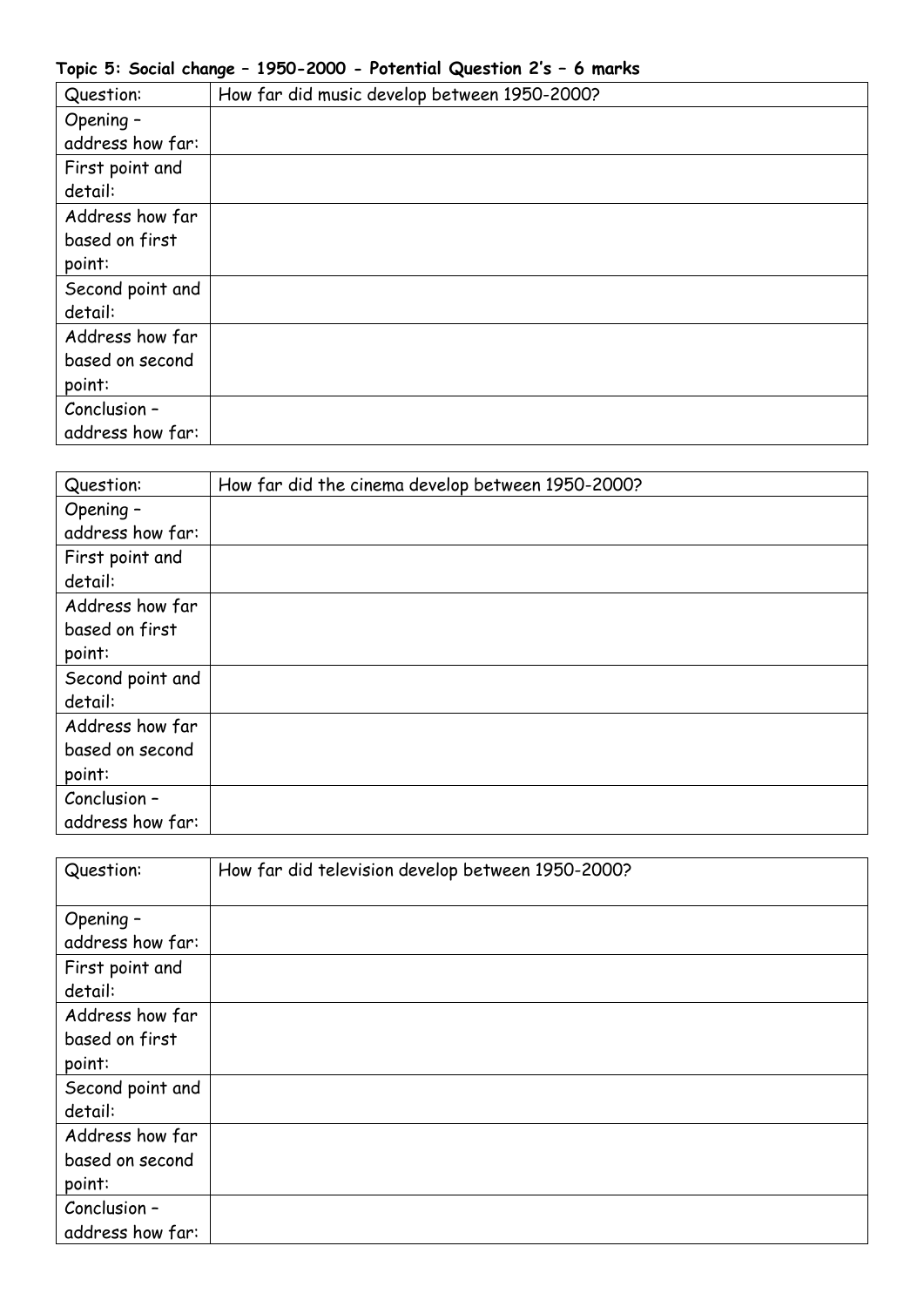**Topic 5: Social change – 1950-2000 - Potential Question 2's – 6 marks**

| Question: | How far did music develop between 1950-2000? |
|---|---|
| Opening – address how far: | |
| First point and detail: | |
| Address how far based on first point: | |
| Second point and detail: | |
| Address how far based on second point: | |
| Conclusion – address how far: | |

| Question: | How far did the cinema develop between 1950-2000? |
|---|---|
| Opening – address how far: | |
| First point and detail: | |
| Address how far based on first point: | |
| Second point and detail: | |
| Address how far based on second point: | |
| Conclusion – address how far: | |

| Question: | How far did television develop between 1950-2000? |
|---|---|
| Opening – address how far: | |
| First point and detail: | |
| Address how far based on first point: | |
| Second point and detail: | |
| Address how far based on second point: | |
| Conclusion – address how far: | |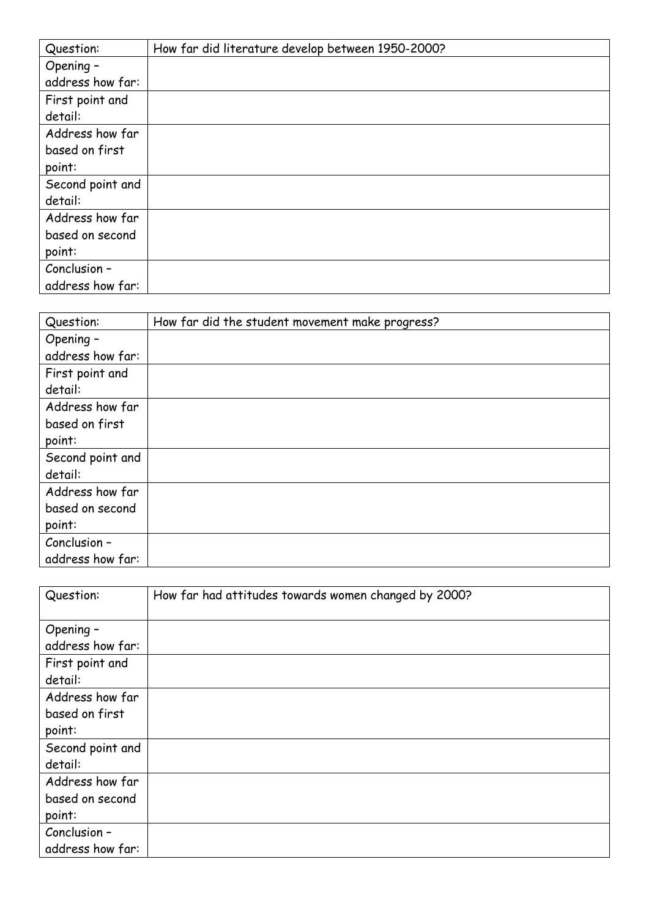| Question: | How far did literature develop between 1950-2000? |
|---|---|
| Opening – address how far: | |
| First point and detail: | |
| Address how far based on first point: | |
| Second point and detail: | |
| Address how far based on second point: | |
| Conclusion – address how far: | |

| Question: | How far did the student movement make progress? |
|---|---|
| Opening – address how far: | |
| First point and detail: | |
| Address how far based on first point: | |
| Second point and detail: | |
| Address how far based on second point: | |
| Conclusion – address how far: | |

| Question: | How far had attitudes towards women changed by 2000? |
|---|---|
| Opening – address how far: | |
| First point and detail: | |
| Address how far based on first point: | |
| Second point and detail: | |
| Address how far based on second point: | |
| Conclusion – address how far: | |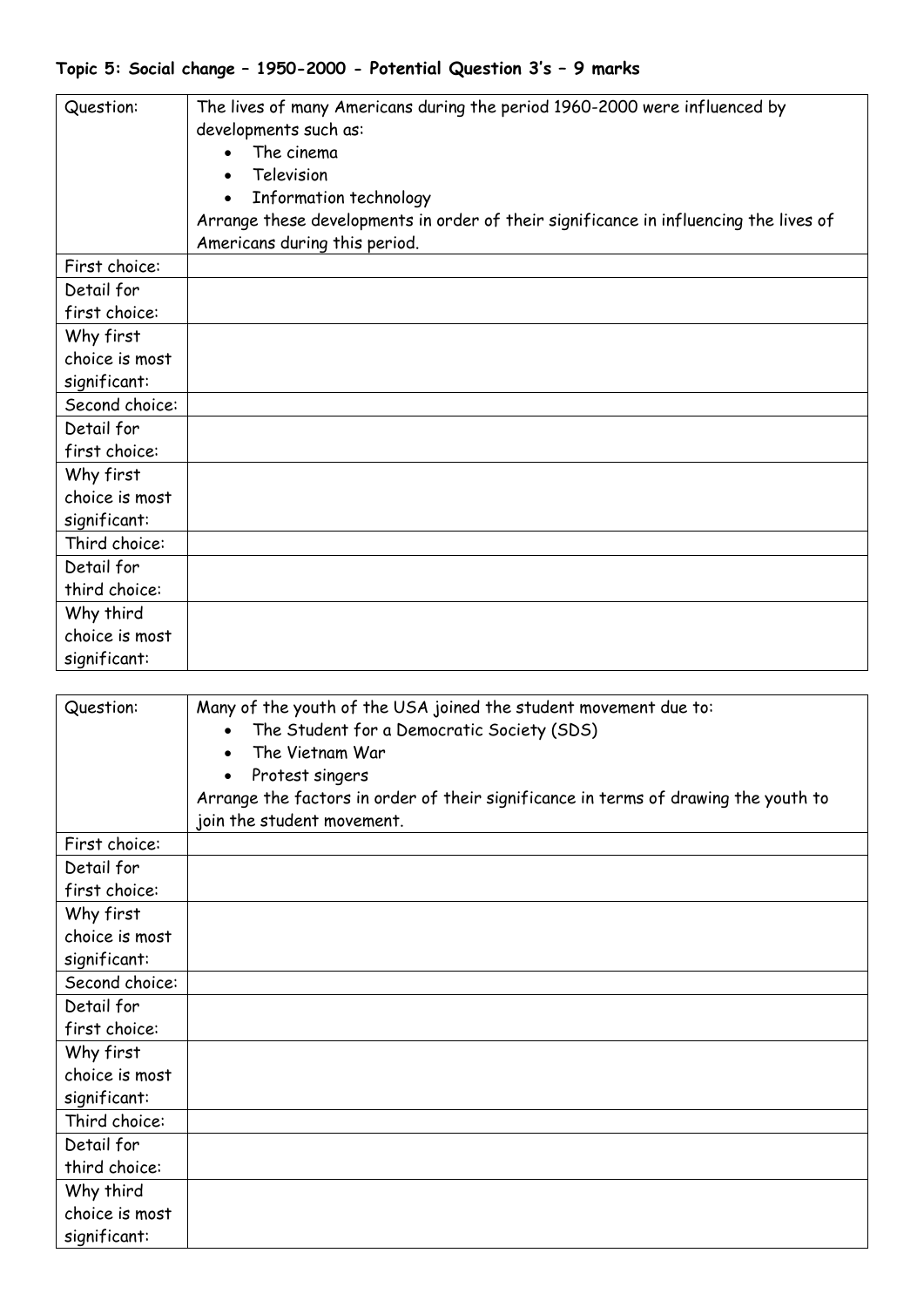**Topic 5: Social change – 1950-2000 - Potential Question 3's – 9 marks**

| Question: | The lives of many Americans during the period 1960-2000 were influenced by developments such as:<br>• The cinema<br>• Television<br>• Information technology<br>Arrange these developments in order of their significance in influencing the lives of Americans during this period. |
|---|---|
| First choice: | |
| Detail for first choice: | |
| Why first choice is most significant: | |
| Second choice: | |
| Detail for first choice: | |
| Why first choice is most significant: | |
| Third choice: | |
| Detail for third choice: | |
| Why third choice is most significant: | |

| Question: | Many of the youth of the USA joined the student movement due to:<br>• The Student for a Democratic Society (SDS)<br>• The Vietnam War<br>• Protest singers<br>Arrange the factors in order of their significance in terms of drawing the youth to join the student movement. |
|---|---|
| First choice: | |
| Detail for first choice: | |
| Why first choice is most significant: | |
| Second choice: | |
| Detail for first choice: | |
| Why first choice is most significant: | |
| Third choice: | |
| Detail for third choice: | |
| Why third choice is most significant: | |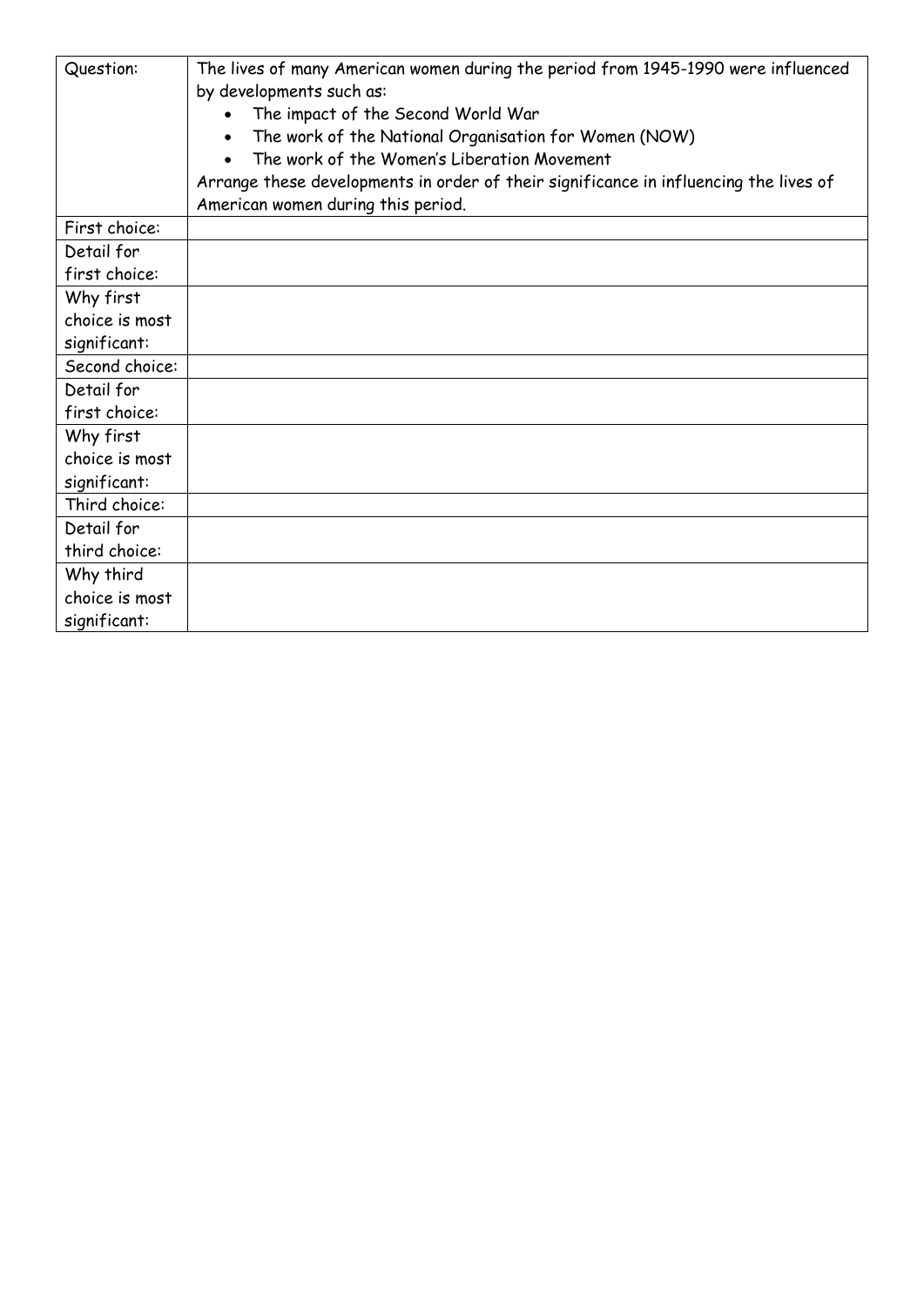| Question: | The lives of many American women during the period from 1945-1990 were influenced by developments such as:<br>• The impact of the Second World War<br>• The work of the National Organisation for Women (NOW)<br>• The work of the Women's Liberation Movement<br>Arrange these developments in order of their significance in influencing the lives of American women during this period. |
|---|---|
| First choice: | |
| Detail for first choice: | |
| Why first choice is most significant: | |
| Second choice: | |
| Detail for first choice: | |
| Why first choice is most significant: | |
| Third choice: | |
| Detail for third choice: | |
| Why third choice is most significant: | |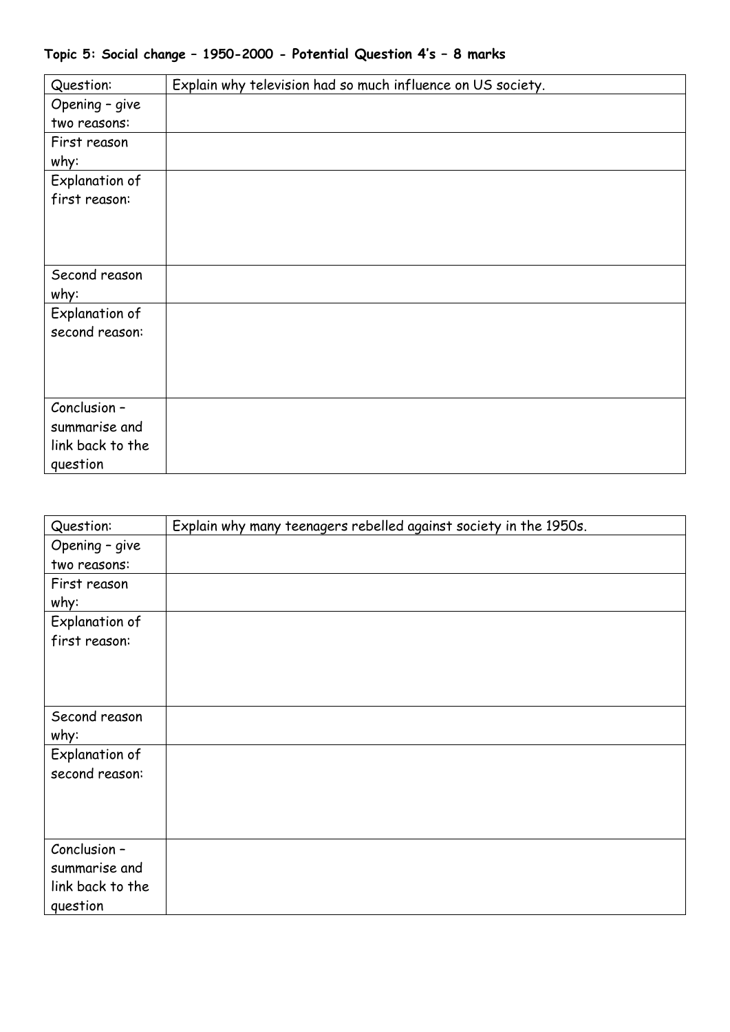**Topic 5: Social change – 1950-2000 - Potential Question 4's – 8 marks**

| Question: | Explain why television had so much influence on US society. |
| --- | --- |
| Opening – give two reasons: | |
| First reason why: | |
| Explanation of first reason: | |
| Second reason why: | |
| Explanation of second reason: | |
| Conclusion – summarise and link back to the question | |

| Question: | Explain why many teenagers rebelled against society in the 1950s. |
| --- | --- |
| Opening – give two reasons: | |
| First reason why: | |
| Explanation of first reason: | |
| Second reason why: | |
| Explanation of second reason: | |
| Conclusion – summarise and link back to the question | |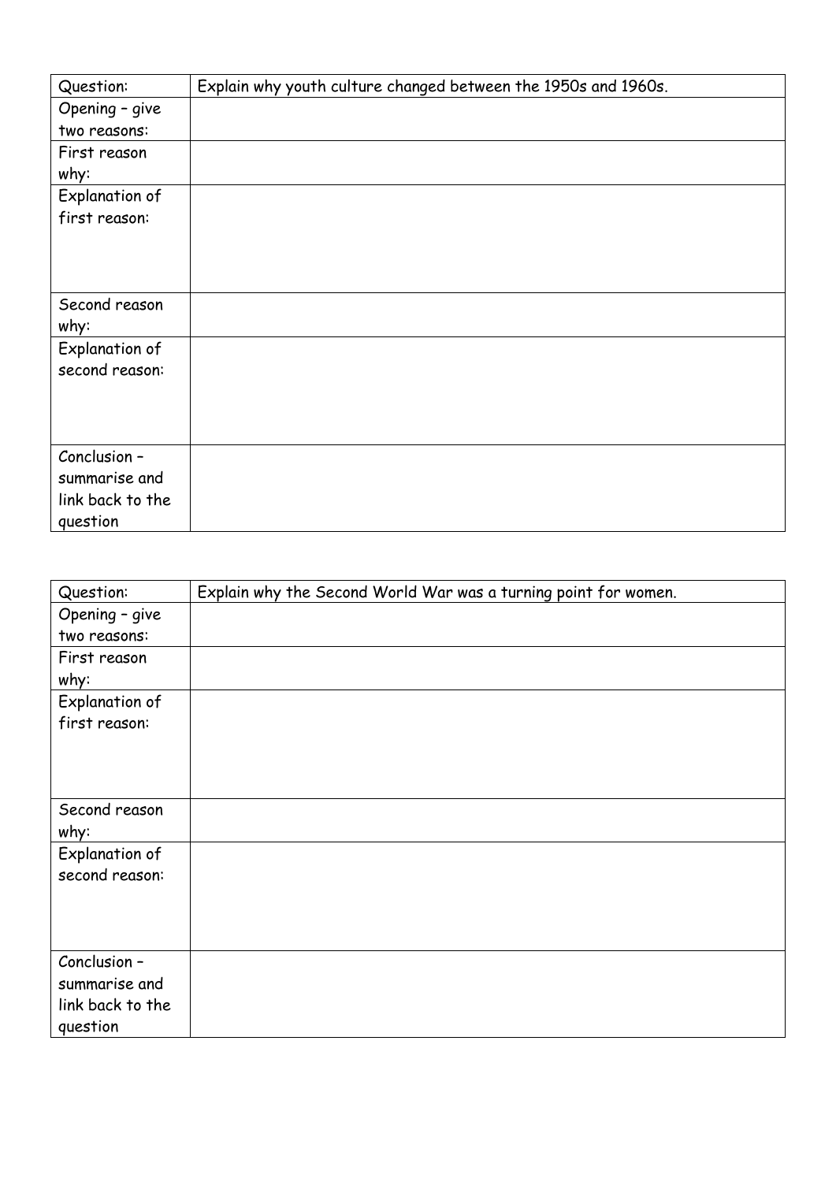| Question: | Explain why youth culture changed between the 1950s and 1960s. |
| --- | --- |
| Opening – give two reasons: | |
| First reason why: | |
| Explanation of first reason: | |
| Second reason why: | |
| Explanation of second reason: | |
| Conclusion – summarise and link back to the question | |

| Question: | Explain why the Second World War was a turning point for women. |
| --- | --- |
| Opening – give two reasons: | |
| First reason why: | |
| Explanation of first reason: | |
| Second reason why: | |
| Explanation of second reason: | |
| Conclusion – summarise and link back to the question | |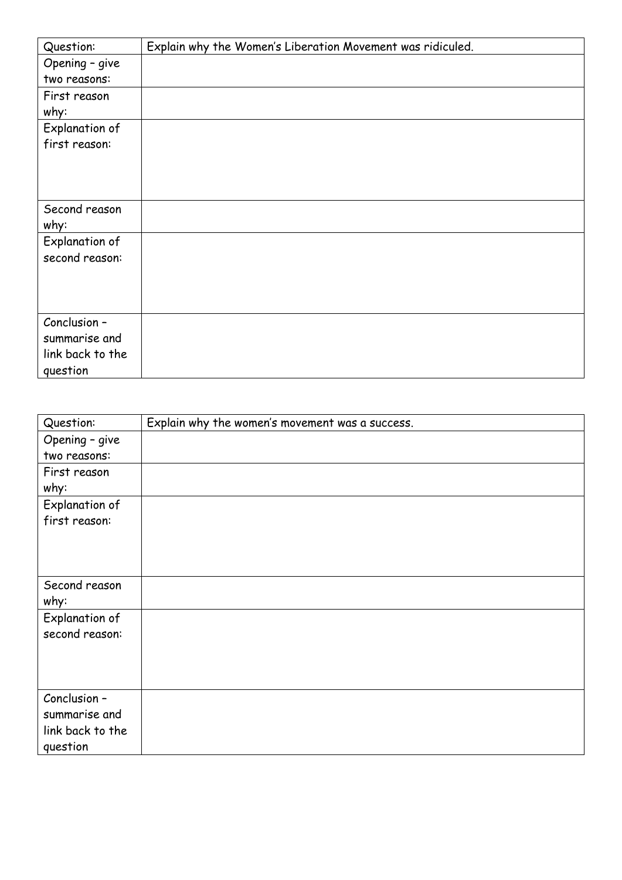| Question: | Explain why the Women's Liberation Movement was ridiculed. |
| --- | --- |
| Opening – give two reasons: | |
| First reason why: | |
| Explanation of first reason: | |
| Second reason why: | |
| Explanation of second reason: | |
| Conclusion – summarise and link back to the question | |

| Question: | Explain why the women's movement was a success. |
| --- | --- |
| Opening – give two reasons: | |
| First reason why: | |
| Explanation of first reason: | |
| Second reason why: | |
| Explanation of second reason: | |
| Conclusion – summarise and link back to the question | |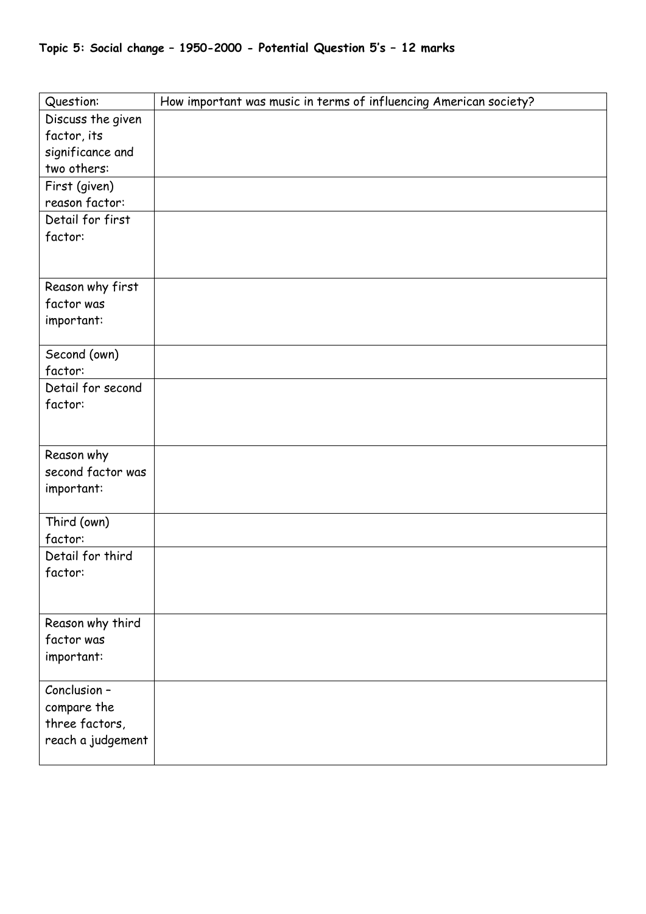**Topic 5: Social change – 1950-2000 - Potential Question 5's – 12 marks**

| Question: | How important was music in terms of influencing American society? |
| --- | --- |
| Discuss the given factor, its significance and two others: | |
| First (given) reason factor: | |
| Detail for first factor: | |
| Reason why first factor was important: | |
| Second (own) factor: | |
| Detail for second factor: | |
| Reason why second factor was important: | |
| Third (own) factor: | |
| Detail for third factor: | |
| Reason why third factor was important: | |
| Conclusion – compare the three factors, reach a judgement | |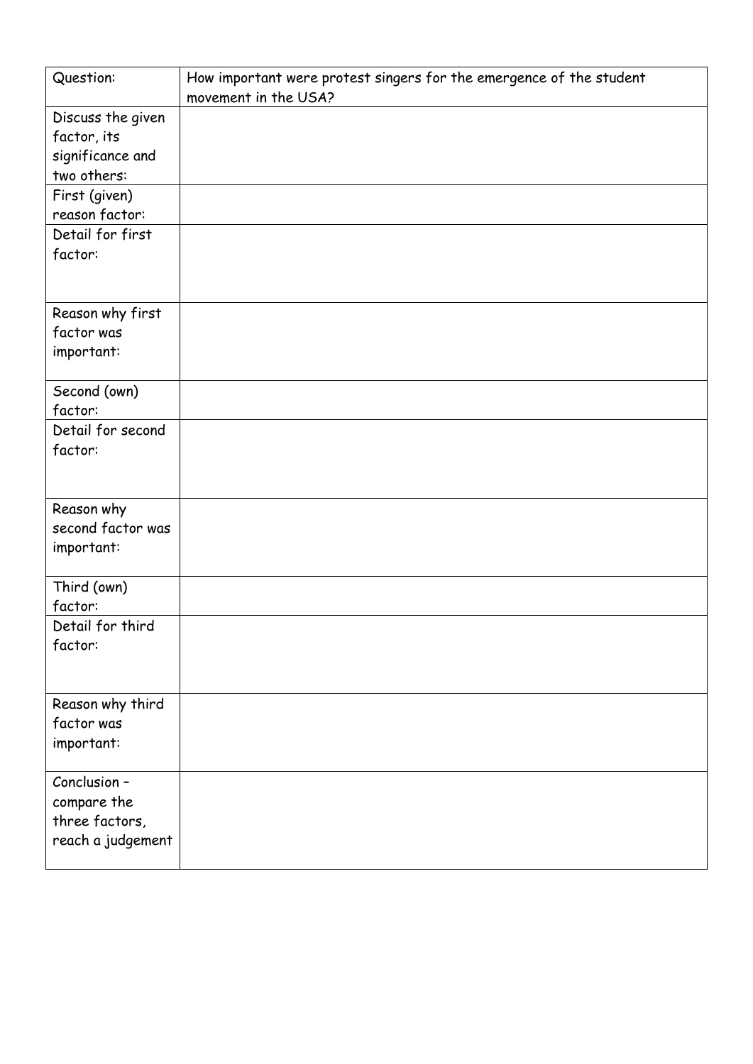| Question: | How important were protest singers for the emergence of the student movement in the USA? |
|---|---|
| Discuss the given factor, its significance and two others: | |
| First (given) reason factor: | |
| Detail for first factor: | |
| Reason why first factor was important: | |
| Second (own) factor: | |
| Detail for second factor: | |
| Reason why second factor was important: | |
| Third (own) factor: | |
| Detail for third factor: | |
| Reason why third factor was important: | |
| Conclusion – compare the three factors, reach a judgement | |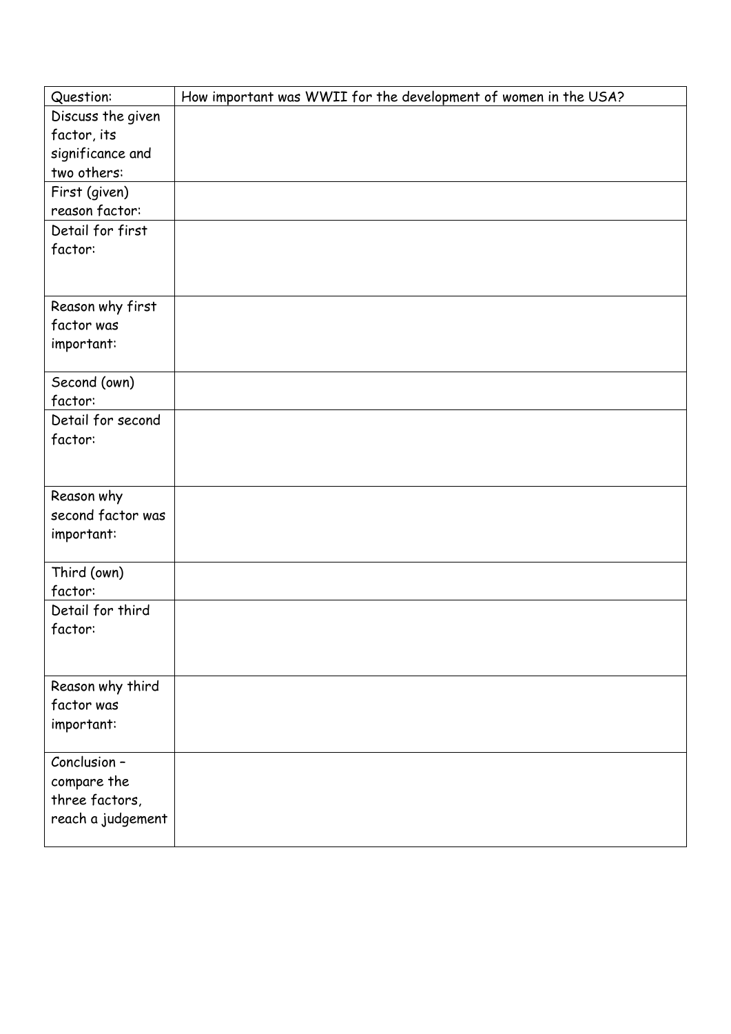| | |
|---|---|
| Question: | How important was WWII for the development of women in the USA? |
| Discuss the given factor, its significance and two others: | |
| First (given) reason factor: | |
| Detail for first factor: | |
| Reason why first factor was important: | |
| Second (own) factor: | |
| Detail for second factor: | |
| Reason why second factor was important: | |
| Third (own) factor: | |
| Detail for third factor: | |
| Reason why third factor was important: | |
| Conclusion – compare the three factors, reach a judgement | |